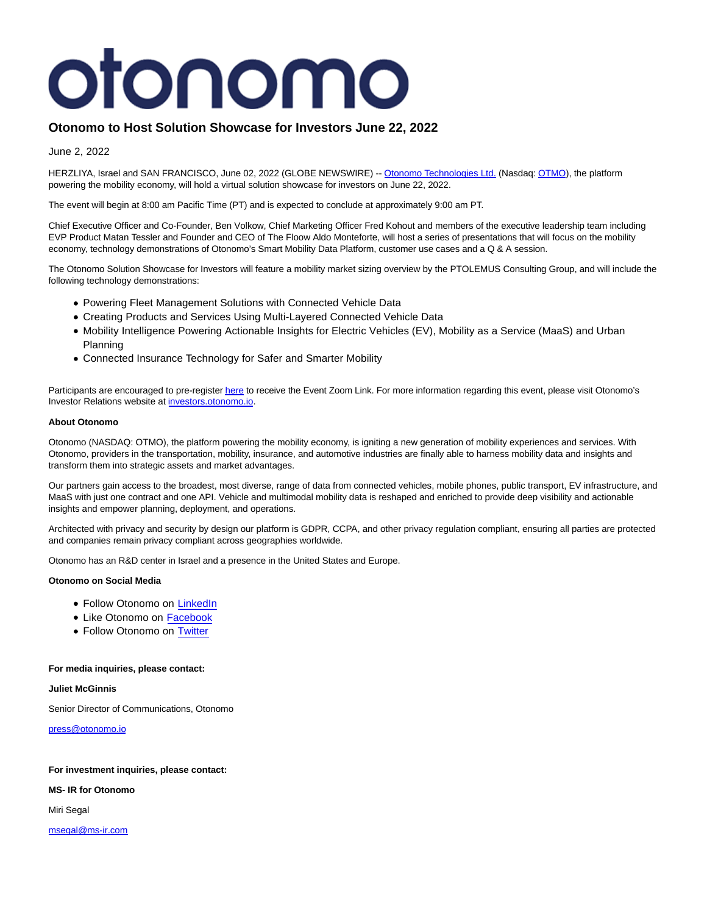# otonomo

## Otonomo to Host Solution Showcase for Investors June 22, 2022

June 2, 2022

HERZLIYA, Israel and SAN FRANCISCO, June 02, 2022 (GLOBE NEWSWIRE) -- Otonomo Technologies Ltd. (Nasdaq: OTMO), the platform powering the mobility economy, will hold a virtual solution showcase for investors on June 22, 2022.

The event will begin at 8:00 am Pacific Time (PT) and is expected to conclude at approximately 9:00 am PT.

Chief Executive Officer and Co-Founder, Ben Volkow, Chief Marketing Officer Fred Kohout and members of the executive leadership team including EVP Product Matan Tessler and Founder and CEO of The Floow Aldo Monteforte, will host a series of presentations that will focus on the mobility economy, technology demonstrations of Otonomo's Smart Mobility Data Platform, customer use cases and a Q & A session.

The Otonomo Solution Showcase for Investors will feature a mobility market sizing overview by the PTOLEMUS Consulting Group, and will include the following technology demonstrations:

- Powering Fleet Management Solutions with Connected Vehicle Data
- Creating Products and Services Using Multi-Layered Connected Vehicle Data
- Mobility Intelligence Powering Actionable Insights for Electric Vehicles (EV), Mobility as a Service (MaaS) and Urban Planning
- Connected Insurance Technology for Safer and Smarter Mobility

Participants are encouraged to pre-register here to receive the Event Zoom Link. For more information regarding this event, please visit Otonomo's Investor Relations website at investors.otonomo.io.

**About Otonomo**

Otonomo (NASDAQ: OTMO), the platform powering the mobility economy, is igniting a new generation of mobility experiences and services. With Otonomo, providers in the transportation, mobility, insurance, and automotive industries are finally able to harness mobility data and insights and transform them into strategic assets and market advantages.

Our partners gain access to the broadest, most diverse, range of data from connected vehicles, mobile phones, public transport, EV infrastructure, and MaaS with just one contract and one API. Vehicle and multimodal mobility data is reshaped and enriched to provide deep visibility and actionable insights and empower planning, deployment, and operations.

Architected with privacy and security by design our platform is GDPR, CCPA, and other privacy regulation compliant, ensuring all parties are protected and companies remain privacy compliant across geographies worldwide.

Otonomo has an R&D center in Israel and a presence in the United States and Europe.

**Otonomo on Social Media**

- Follow Otonomo on LinkedIn
- Like Otonomo on Facebook
- Follow Otonomo on Twitter

**For media inquiries, please contact:**

**Juliet McGinnis**

Senior Director of Communications, Otonomo

press@otonomo.io

**For investment inquiries, please contact:**

**MS- IR for Otonomo**

Miri Segal

msegal@ms-ir.com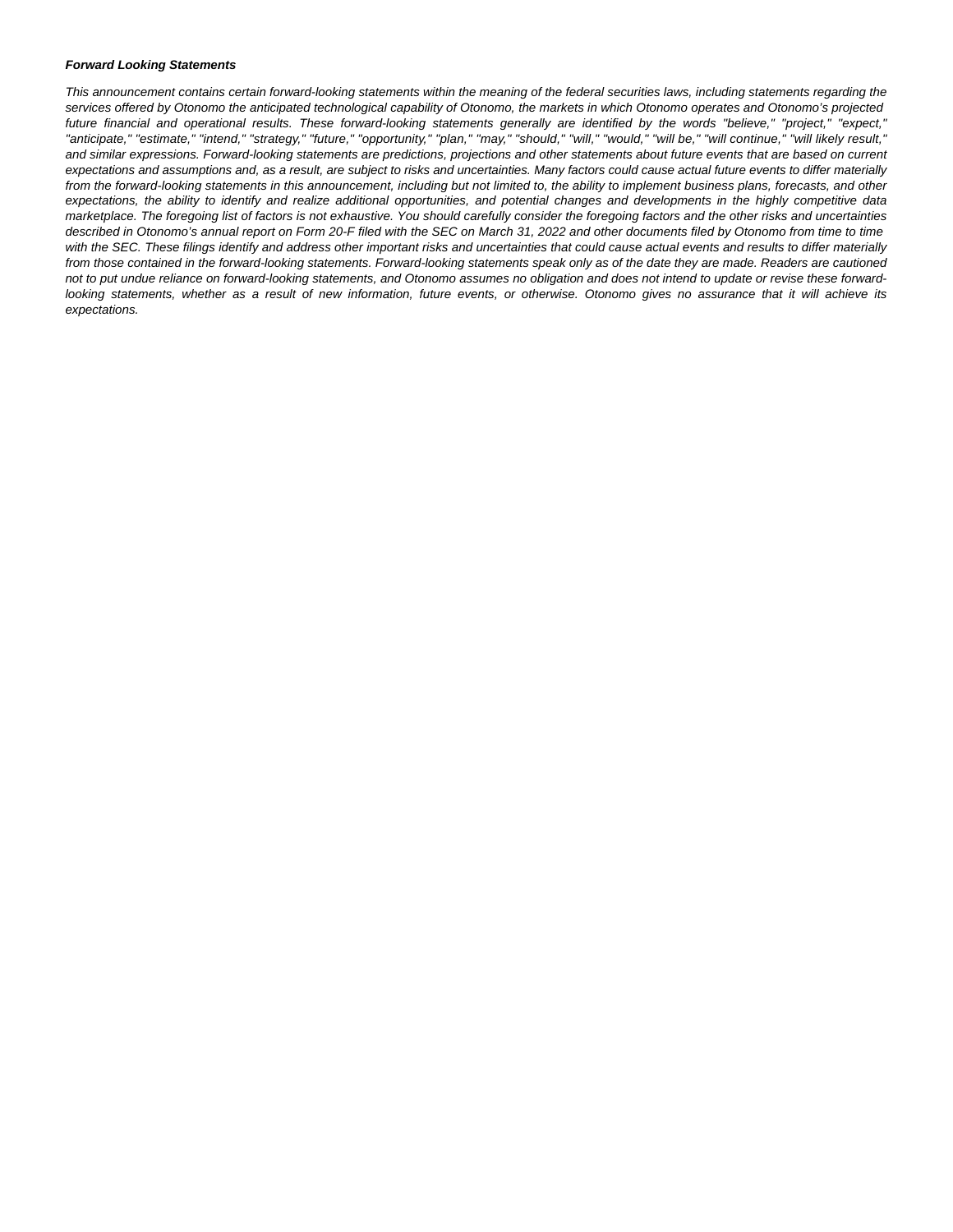***Forward Looking Statements***

*This announcement contains certain forward-looking statements within the meaning of the federal securities laws, including statements regarding the services offered by Otonomo the anticipated technological capability of Otonomo, the markets in which Otonomo operates and Otonomo's projected future financial and operational results. These forward-looking statements generally are identified by the words "believe," "project," "expect," "anticipate," "estimate," "intend," "strategy," "future," "opportunity," "plan," "may," "should," "will," "would," "will be," "will continue," "will likely result," and similar expressions. Forward-looking statements are predictions, projections and other statements about future events that are based on current expectations and assumptions and, as a result, are subject to risks and uncertainties. Many factors could cause actual future events to differ materially from the forward-looking statements in this announcement, including but not limited to, the ability to implement business plans, forecasts, and other expectations, the ability to identify and realize additional opportunities, and potential changes and developments in the highly competitive data marketplace. The foregoing list of factors is not exhaustive. You should carefully consider the foregoing factors and the other risks and uncertainties described in Otonomo's annual report on Form 20-F filed with the SEC on March 31, 2022 and other documents filed by Otonomo from time to time with the SEC. These filings identify and address other important risks and uncertainties that could cause actual events and results to differ materially from those contained in the forward-looking statements. Forward-looking statements speak only as of the date they are made. Readers are cautioned not to put undue reliance on forward-looking statements, and Otonomo assumes no obligation and does not intend to update or revise these forward-looking statements, whether as a result of new information, future events, or otherwise. Otonomo gives no assurance that it will achieve its expectations.*